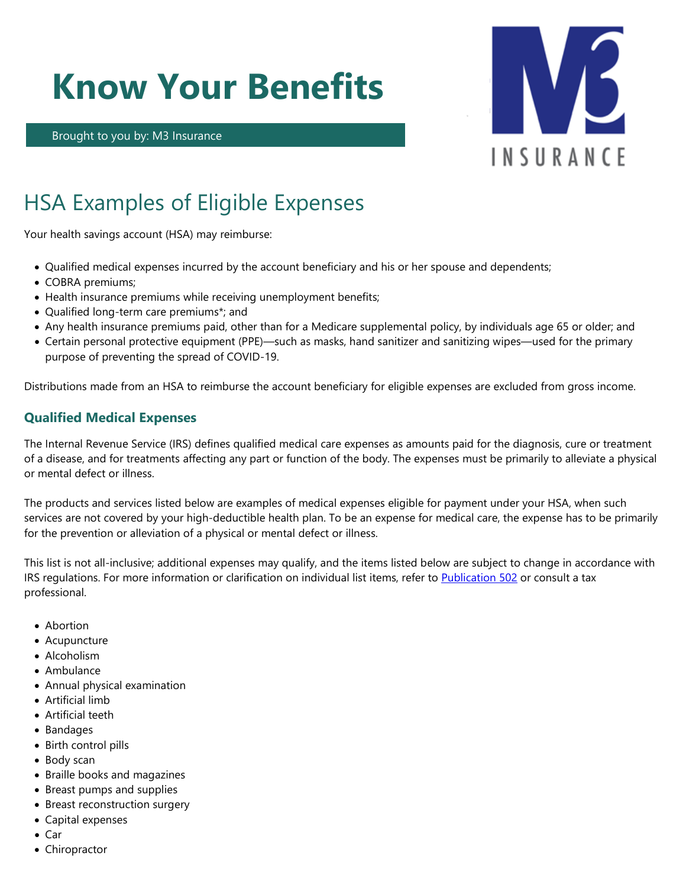# Know Your Benefits

Brought to you by: M3 Insurance

## HSA Examples of Eligible Expenses

Your health savings account (HSA) may reimburse:

- Qualified medical expenses incurred by the account beneficiary and his or her spouse and dependents;
- COBRA premiums;
- Health insurance premiums while receiving unemployment benefits;
- Qualified long-term care premiums*; and
- Any health insurance premiums paid, other than for a Medicare supplemental policy, by individuals age 65 or older; and
- Certain personal protective equipment (PPE)—such as masks, hand sanitizer and sanitizing wipes—used for the primary purpose of preventing the spread of COVID-19.

Distributions made from an HSA to reimburse the account beneficiary for eligible expenses are excluded from gross income.

### Qualified Medical Expenses

The Internal Revenue Service (IRS) defines qualified medical care expenses as amounts paid for the diagnosis, cure or treatment of a disease, and for treatments affecting any part or function of the body. The expenses must be primarily to alleviate a physical or mental defect or illness.

The products and services listed below are examples of medical expenses eligible for payment under your HSA, when such services are not covered by your high-deductible health plan. To be an expense for medical care, the expense has to be primarily for the prevention or alleviation of a physical or mental defect or illness.

This list is not all-inclusive; additional expenses may qualify, and the items listed below are subject to change in accordance with IRS regulations. For more information or clarification on individual list items, refer to Publication 502 or consult a tax professional.

- Abortion
- Acupuncture
- Alcoholism
- Ambulance
- Annual physical examination
- Artificial limb
- Artificial teeth
- Bandages
- Birth control pills
- Body scan
- Braille books and magazines
- Breast pumps and supplies
- Breast reconstruction surgery
- Capital expenses
- Car
- Chiropractor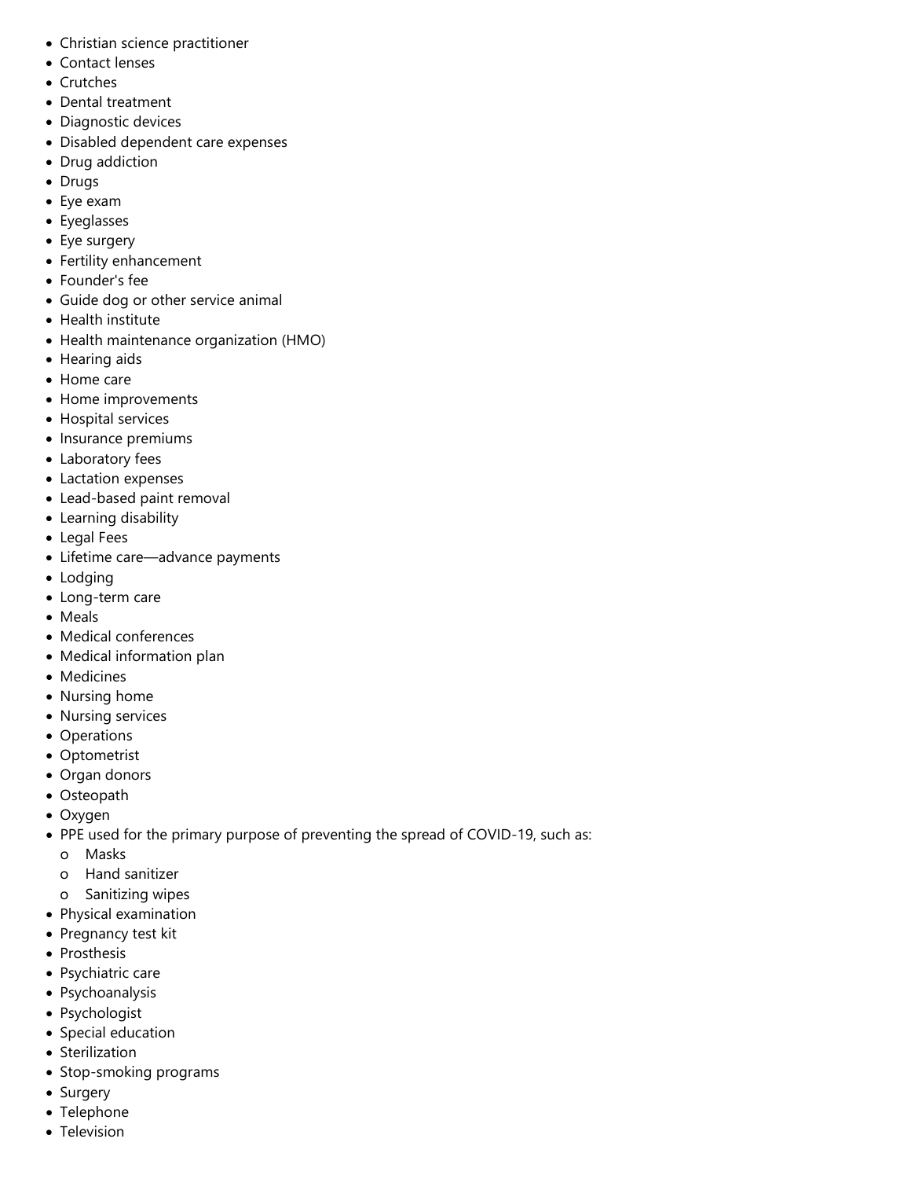- Christian science practitioner
- Contact lenses
- Crutches
- Dental treatment
- Diagnostic devices
- Disabled dependent care expenses
- Drug addiction
- Drugs
- Eye exam
- Eyeglasses
- Eye surgery
- Fertility enhancement
- Founder's fee
- Guide dog or other service animal
- Health institute
- Health maintenance organization (HMO)
- Hearing aids
- Home care
- Home improvements
- Hospital services
- Insurance premiums
- Laboratory fees
- Lactation expenses
- Lead-based paint removal
- Learning disability
- Legal Fees
- Lifetime care—advance payments
- Lodging
- Long-term care
- Meals
- Medical conferences
- Medical information plan
- Medicines
- Nursing home
- Nursing services
- Operations
- Optometrist
- Organ donors
- Osteopath
- Oxygen
- PPE used for the primary purpose of preventing the spread of COVID-19, such as:
  - Masks
  - Hand sanitizer
  - Sanitizing wipes
- Physical examination
- Pregnancy test kit
- Prosthesis
- Psychiatric care
- Psychoanalysis
- Psychologist
- Special education
- Sterilization
- Stop-smoking programs
- Surgery
- Telephone
- Television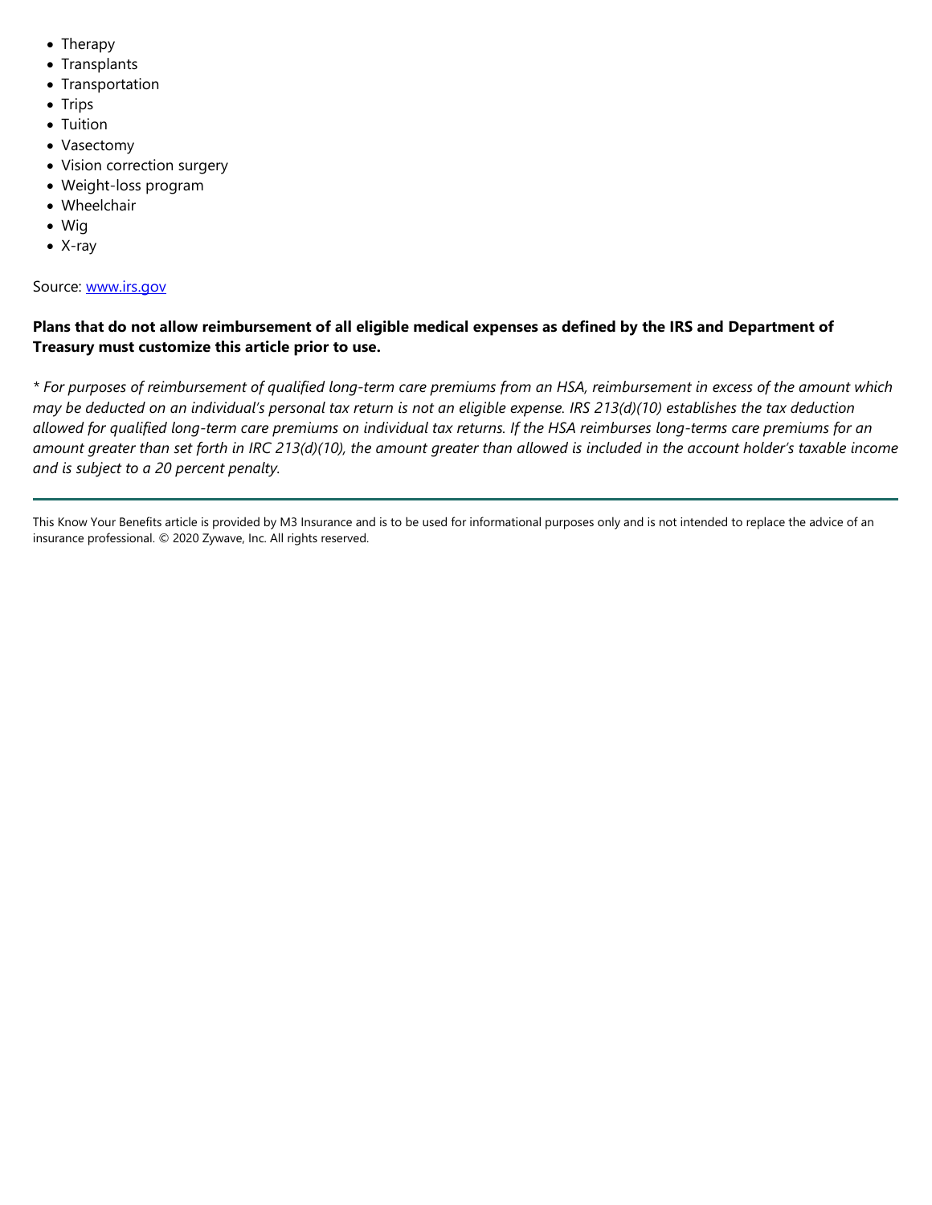- Therapy
- Transplants
- Transportation
- Trips
- Tuition
- Vasectomy
- Vision correction surgery
- Weight-loss program
- Wheelchair
- Wig
- X-ray

Source: [www.irs.gov](http://www.irs.gov)

**Plans that do not allow reimbursement of all eligible medical expenses as defined by the IRS and Department of Treasury must customize this article prior to use.**

*\* For purposes of reimbursement of qualified long-term care premiums from an HSA, reimbursement in excess of the amount which may be deducted on an individual's personal tax return is not an eligible expense. IRS 213(d)(10) establishes the tax deduction allowed for qualified long-term care premiums on individual tax returns. If the HSA reimburses long-terms care premiums for an amount greater than set forth in IRC 213(d)(10), the amount greater than allowed is included in the account holder's taxable income and is subject to a 20 percent penalty.*

---

This Know Your Benefits article is provided by M3 Insurance and is to be used for informational purposes only and is not intended to replace the advice of an insurance professional. © 2020 Zywave, Inc. All rights reserved.